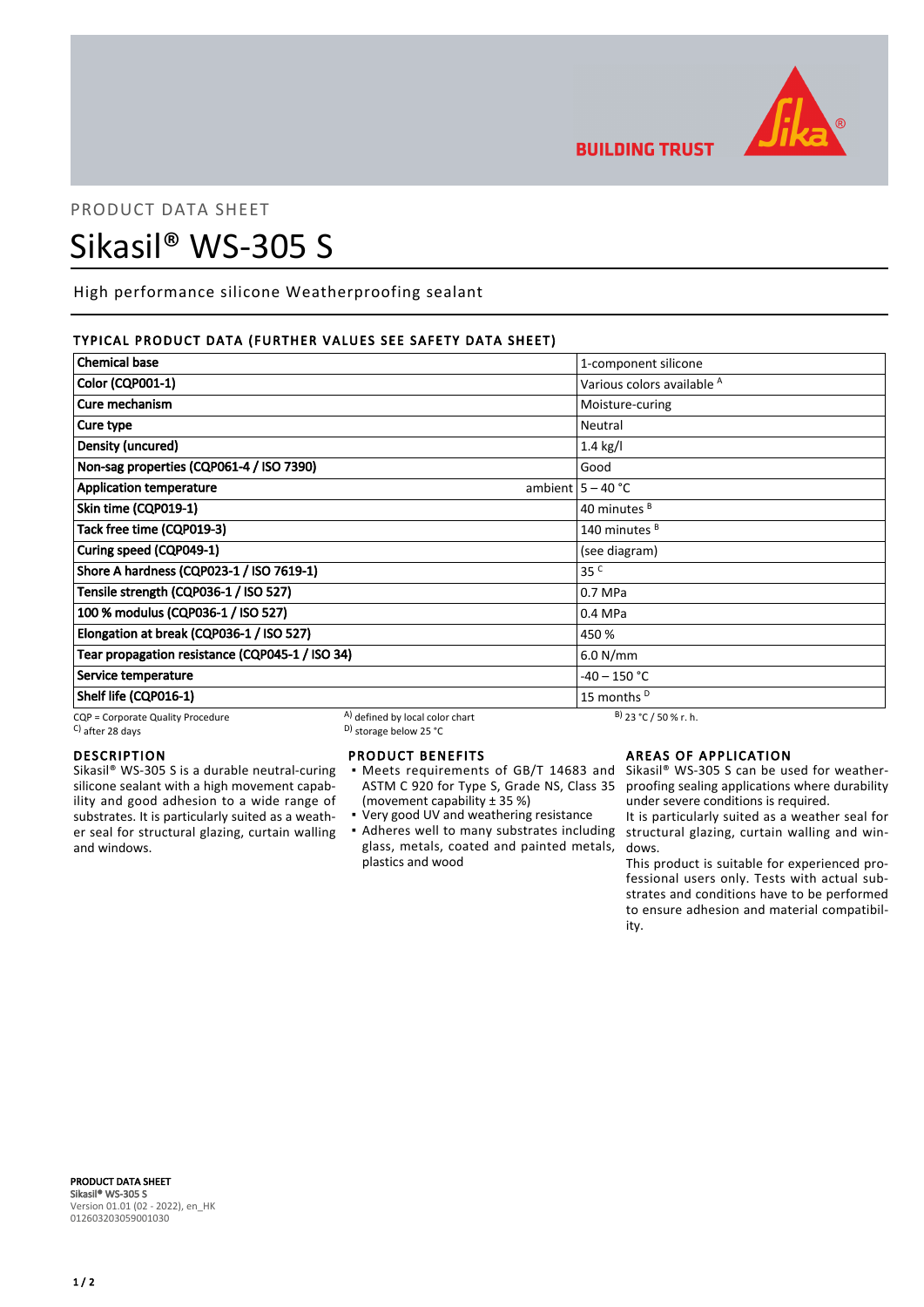PRODUCT DATA SHEET

# Sikasil® WS-305 S

High performance silicone Weatherproofing sealant

## TYPICAL PRODUCT DATA (FURTHER VALUES SEE SAFETY DATA SHEET)

| Property | | Value |
|---|---|---|
| Chemical base | | 1-component silicone |
| Color (CQP001-1) | | Various colors available [A] |
| Cure mechanism | | Moisture-curing |
| Cure type | | Neutral |
| Density (uncured) | | 1.4 kg/l |
| Non-sag properties (CQP061-4 / ISO 7390) | | Good |
| Application temperature | ambient | 5 – 40 °C |
| Skin time (CQP019-1) | | 40 minutes [B] |
| Tack free time (CQP019-3) | | 140 minutes [B] |
| Curing speed (CQP049-1) | | (see diagram) |
| Shore A hardness (CQP023-1 / ISO 7619-1) | | 35 [C] |
| Tensile strength (CQP036-1 / ISO 527) | | 0.7 MPa |
| 100 % modulus (CQP036-1 / ISO 527) | | 0.4 MPa |
| Elongation at break (CQP036-1 / ISO 527) | | 450 % |
| Tear propagation resistance (CQP045-1 / ISO 34) | | 6.0 N/mm |
| Service temperature | | -40 – 150 °C |
| Shelf life (CQP016-1) | | 15 months [D] |

CQP = Corporate Quality Procedure
[A] defined by local color chart
[B] 23 °C / 50 % r. h.
[C] after 28 days
[D] storage below 25 °C

## DESCRIPTION

Sikasil® WS-305 S is a durable neutral-curing silicone sealant with a high movement capability and good adhesion to a wide range of substrates. It is particularly suited as a weather seal for structural glazing, curtain walling and windows.

## PRODUCT BENEFITS

- Meets requirements of GB/T 14683 and ASTM C 920 for Type S, Grade NS, Class 35 (movement capability ± 35 %)
- Very good UV and weathering resistance
- Adheres well to many substrates including glass, metals, coated and painted metals, plastics and wood

## AREAS OF APPLICATION

Sikasil® WS-305 S can be used for weatherproofing sealing applications where durability under severe conditions is required.
It is particularly suited as a weather seal for structural glazing, curtain walling and windows.
This product is suitable for experienced professional users only. Tests with actual substrates and conditions have to be performed to ensure adhesion and material compatibility.

**PRODUCT DATA SHEET**
**Sikasil® WS-305 S**
Version 01.01 (02 - 2022), en_HK
012603203059001030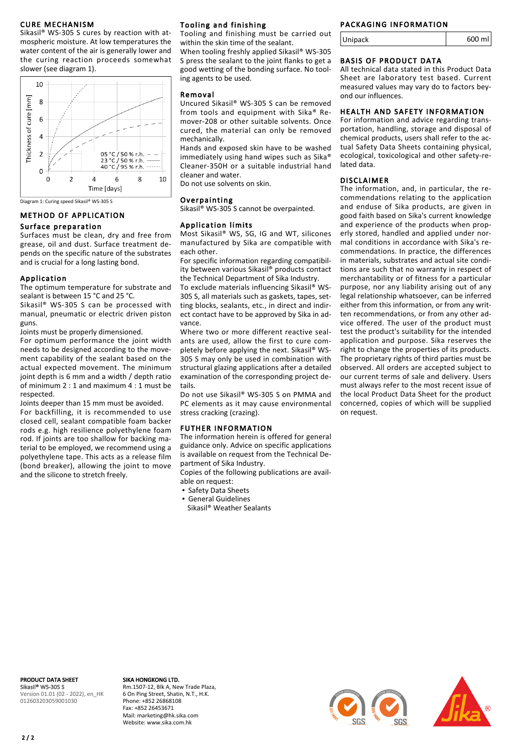## CURE MECHANISM

Sikasil® WS-305 S cures by reaction with atmospheric moisture. At low temperatures the water content of the air is generally lower and the curing reaction proceeds somewhat slower (see diagram 1).

10
8
6
4
2
0
Thickness of cure [mm]
0 2 4 6 8 10
Time [days]
05 °C / 50 % r.h.
23 °C / 50 % r.h.
40 °C / 95 % r.h.

Diagram 1: Curing speed Sikasil® WS-305 S

## METHOD OF APPLICATION

### Surface preparation

Surfaces must be clean, dry and free from grease, oil and dust. Surface treatment depends on the specific nature of the substrates and is crucial for a long lasting bond.

### Application

The optimum temperature for substrate and sealant is between 15 °C and 25 °C.

Sikasil® WS-305 S can be processed with manual, pneumatic or electric driven piston guns.

Joints must be properly dimensioned.

For optimum performance the joint width needs to be designed according to the movement capability of the sealant based on the actual expected movement. The minimum joint depth is 6 mm and a width / depth ratio of minimum 2 : 1 and maximum 4 : 1 must be respected.

Joints deeper than 15 mm must be avoided.

For backfilling, it is recommended to use closed cell, sealant compatible foam backer rods e.g. high resilience polyethylene foam rod. If joints are too shallow for backing material to be employed, we recommend using a polyethylene tape. This acts as a release film (bond breaker), allowing the joint to move and the silicone to stretch freely.

### Tooling and finishing

Tooling and finishing must be carried out within the skin time of the sealant.

When tooling freshly applied Sikasil® WS-305 S press the sealant to the joint flanks to get a good wetting of the bonding surface. No tooling agents to be used.

### Removal

Uncured Sikasil® WS-305 S can be removed from tools and equipment with Sika® Remover-208 or other suitable solvents. Once cured, the material can only be removed mechanically.

Hands and exposed skin have to be washed immediately using hand wipes such as Sika® Cleaner-350H or a suitable industrial hand cleaner and water.

Do not use solvents on skin.

### Overpainting

Sikasil® WS-305 S cannot be overpainted.

### Application limits

Most Sikasil® WS, SG, IG and WT, silicones manufactured by Sika are compatible with each other.

For specific information regarding compatibility between various Sikasil® products contact the Technical Department of Sika Industry.

To exclude materials influencing Sikasil® WS-305 S, all materials such as gaskets, tapes, setting blocks, sealants, etc., in direct and indirect contact have to be approved by Sika in advance.

Where two or more different reactive sealants are used, allow the first to cure completely before applying the next. Sikasil® WS-305 S may only be used in combination with structural glazing applications after a detailed examination of the corresponding project details.

Do not use Sikasil® WS-305 S on PMMA and PC elements as it may cause environmental stress cracking (crazing).

## FUTHER INFORMATION

The information herein is offered for general guidance only. Advice on specific applications is available on request from the Technical Department of Sika Industry.

Copies of the following publications are available on request:

- Safety Data Sheets
- General Guidelines
  Sikasil® Weather Sealants

## PACKAGING INFORMATION

| | |
|---|---|
| Unipack | 600 ml |

## BASIS OF PRODUCT DATA

All technical data stated in this Product Data Sheet are laboratory test based. Current measured values may vary do to factors beyond our influences.

## HEALTH AND SAFETY INFORMATION

For information and advice regarding transportation, handling, storage and disposal of chemical products, users shall refer to the actual Safety Data Sheets containing physical, ecological, toxicological and other safety-related data.

## DISCLAIMER

The information, and, in particular, the recommendations relating to the application and enduse of Sika products, are given in good faith based on Sika's current knowledge and experience of the products when properly stored, handled and applied under normal conditions in accordance with Sika's recommendations. In practice, the differences in materials, substrates and actual site conditions are such that no warranty in respect of merchantability or of fitness for a particular purpose, nor any liability arising out of any legal relationship whatsoever, can be inferred either from this information, or from any written recommendations, or from any other advice offered. The user of the product must test the product's suitability for the intended application and purpose. Sika reserves the right to change the properties of its products. The proprietary rights of third parties must be observed. All orders are accepted subject to our current terms of sale and delivery. Users must always refer to the most recent issue of the local Product Data Sheet for the product concerned, copies of which will be supplied on request.

**PRODUCT DATA SHEET**
**Sikasil® WS-305 S**
Version 01.01 (02 - 2022), en_HK
012603203059001030

**SIKA HONGKONG LTD.**
Rm.1507-12, Blk A, New Trade Plaza,
6 On Ping Street, Shatin, N.T., H.K.
Phone: +852 26868108
Fax: +852 26453671
Mail: marketing@hk.sika.com
Website: www.sika.com.hk